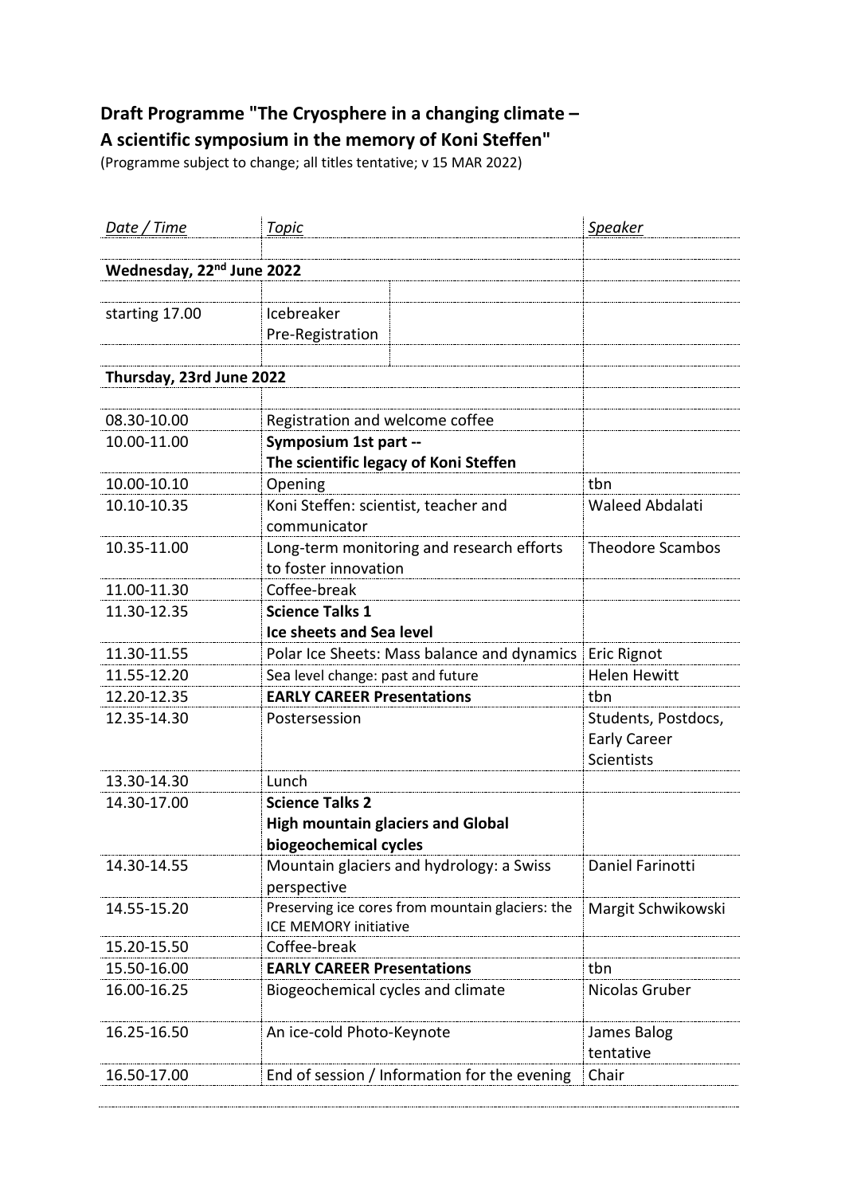**Draft Programme "The Cryosphere in a changing climate –**
**A scientific symposium in the memory of Koni Steffen"**

(Programme subject to change; all titles tentative; v 15 MAR 2022)

| *Date / Time* | *Topic* | *Speaker* |
|---|---|---|
| **Wednesday, 22nd June 2022** | | |
| starting 17.00 | Icebreaker<br>Pre-Registration | |
| **Thursday, 23rd June 2022** | | |
| 08.30-10.00 | Registration and welcome coffee | |
| 10.00-11.00 | **Symposium 1st part --**<br>**The scientific legacy of Koni Steffen** | |
| 10.00-10.10 | Opening | tbn |
| 10.10-10.35 | Koni Steffen: scientist, teacher and communicator | Waleed Abdalati |
| 10.35-11.00 | Long-term monitoring and research efforts to foster innovation | Theodore Scambos |
| 11.00-11.30 | Coffee-break | |
| 11.30-12.35 | **Science Talks 1**<br>**Ice sheets and Sea level** | |
| 11.30-11.55 | Polar Ice Sheets: Mass balance and dynamics | Eric Rignot |
| 11.55-12.20 | Sea level change: past and future | Helen Hewitt |
| 12.20-12.35 | **EARLY CAREER Presentations** | tbn |
| 12.35-14.30 | Postersession | Students, Postdocs, Early Career Scientists |
| 13.30-14.30 | Lunch | |
| 14.30-17.00 | **Science Talks 2**<br>**High mountain glaciers and Global biogeochemical cycles** | |
| 14.30-14.55 | Mountain glaciers and hydrology: a Swiss perspective | Daniel Farinotti |
| 14.55-15.20 | Preserving ice cores from mountain glaciers: the ICE MEMORY initiative | Margit Schwikowski |
| 15.20-15.50 | Coffee-break | |
| 15.50-16.00 | **EARLY CAREER Presentations** | tbn |
| 16.00-16.25 | Biogeochemical cycles and climate | Nicolas Gruber |
| 16.25-16.50 | An ice-cold Photo-Keynote | James Balog tentative |
| 16.50-17.00 | End of session / Information for the evening | Chair |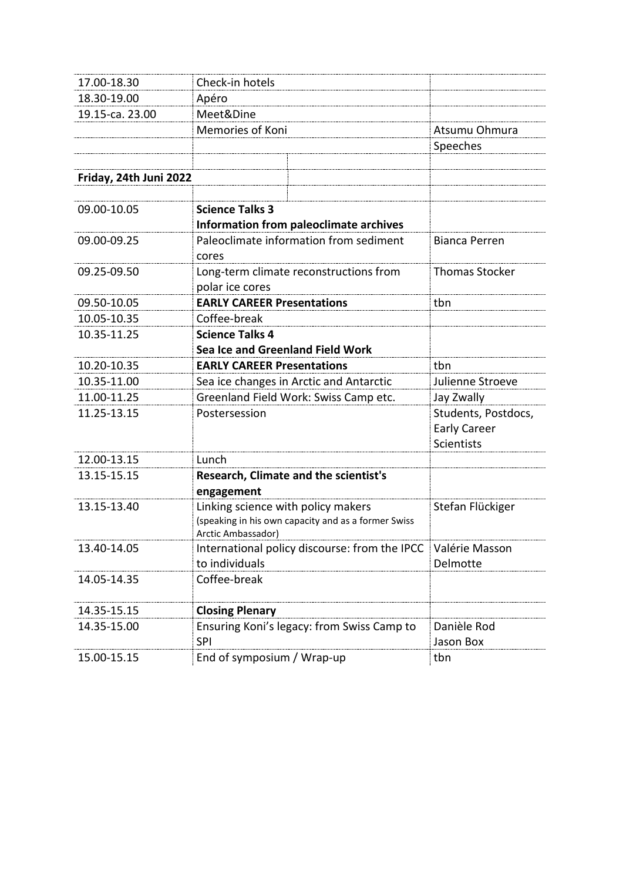| | | |
|---|---|---|
| 17.00-18.30 | Check-in hotels | |
| 18.30-19.00 | Apéro | |
| 19.15-ca. 23.00 | Meet&Dine | |
| | Memories of Koni | Atsumu Ohmura |
| | | Speeches |
| | | |
| **Friday, 24th Juni 2022** | | |
| | | |
| 09.00-10.05 | **Science Talks 3**<br>**Information from paleoclimate archives** | |
| 09.00-09.25 | Paleoclimate information from sediment cores | Bianca Perren |
| 09.25-09.50 | Long-term climate reconstructions from polar ice cores | Thomas Stocker |
| 09.50-10.05 | **EARLY CAREER Presentations** | tbn |
| 10.05-10.35 | Coffee-break | |
| 10.35-11.25 | **Science Talks 4**<br>**Sea Ice and Greenland Field Work** | |
| 10.20-10.35 | **EARLY CAREER Presentations** | tbn |
| 10.35-11.00 | Sea ice changes in Arctic and Antarctic | Julienne Stroeve |
| 11.00-11.25 | Greenland Field Work: Swiss Camp etc. | Jay Zwally |
| 11.25-13.15 | Postersession | Students, Postdocs, Early Career Scientists |
| 12.00-13.15 | Lunch | |
| 13.15-15.15 | **Research, Climate and the scientist's engagement** | |
| 13.15-13.40 | Linking science with policy makers<br>(speaking in his own capacity and as a former Swiss Arctic Ambassador) | Stefan Flückiger |
| 13.40-14.05 | International policy discourse: from the IPCC to individuals | Valérie Masson Delmotte |
| 14.05-14.35 | Coffee-break | |
| 14.35-15.15 | **Closing Plenary** | |
| 14.35-15.00 | Ensuring Koni's legacy: from Swiss Camp to SPI | Danièle Rod<br>Jason Box |
| 15.00-15.15 | End of symposium / Wrap-up | tbn |